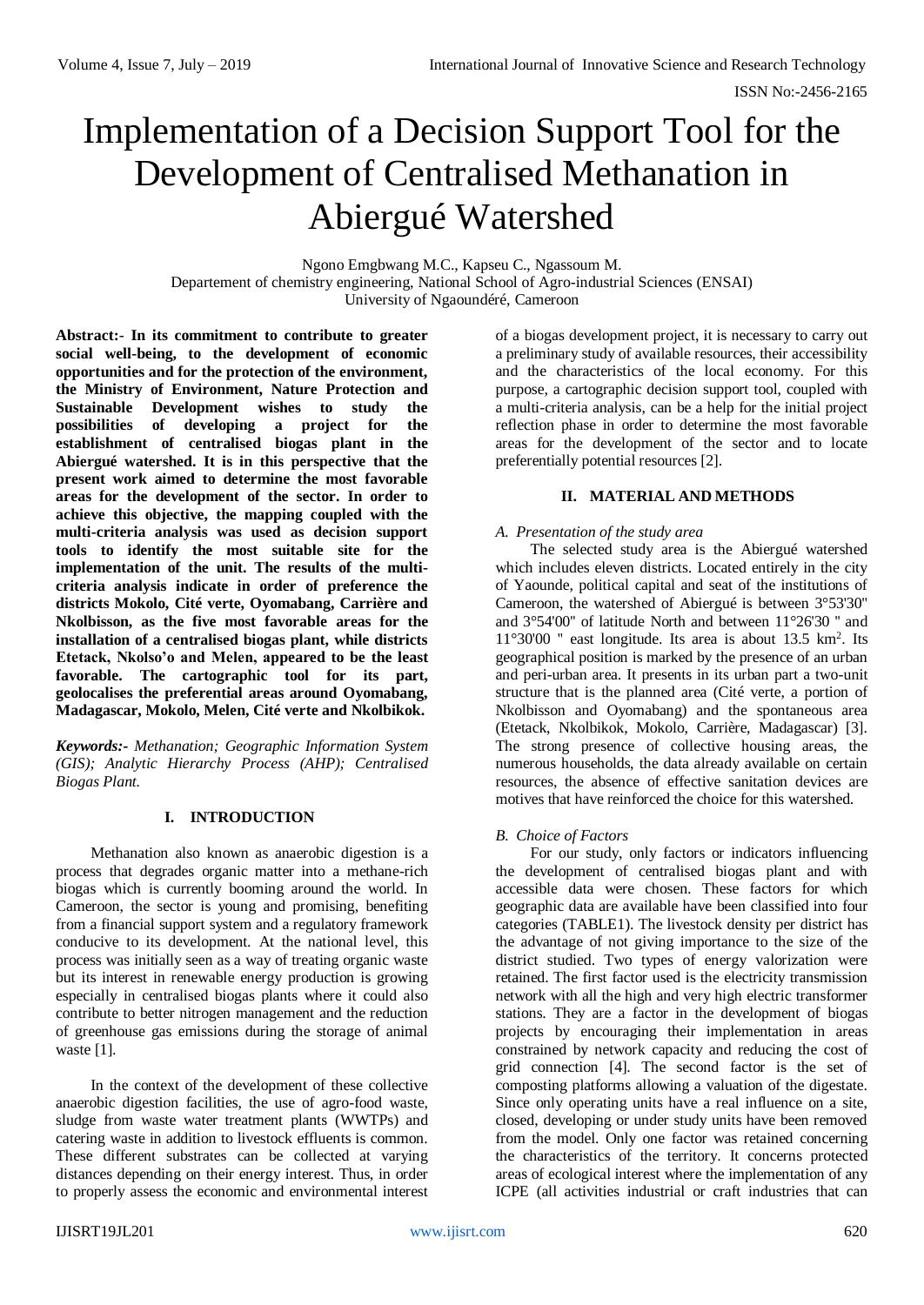# Implementation of a Decision Support Tool for the Development of Centralised Methanation in Abiergué Watershed

Ngono Emgbwang M.C., Kapseu C., Ngassoum M.
Departement of chemistry engineering, National School of Agro-industrial Sciences (ENSAI)
University of Ngaoundéré, Cameroon

**Abstract:- In its commitment to contribute to greater social well-being, to the development of economic opportunities and for the protection of the environment, the Ministry of Environment, Nature Protection and Sustainable Development wishes to study the possibilities of developing a project for the establishment of centralised biogas plant in the Abiergué watershed. It is in this perspective that the present work aimed to determine the most favorable areas for the development of the sector. In order to achieve this objective, the mapping coupled with the multi-criteria analysis was used as decision support tools to identify the most suitable site for the implementation of the unit. The results of the multi-criteria analysis indicate in order of preference the districts Mokolo, Cité verte, Oyomabang, Carrière and Nkolbisson, as the five most favorable areas for the installation of a centralised biogas plant, while districts Etetack, Nkolso'o and Melen, appeared to be the least favorable. The cartographic tool for its part, geolocalises the preferential areas around Oyomabang, Madagascar, Mokolo, Melen, Cité verte and Nkolbikok.**

***Keywords:-** Methanation; Geographic Information System (GIS); Analytic Hierarchy Process (AHP); Centralised Biogas Plant.*

## I. INTRODUCTION

Methanation also known as anaerobic digestion is a process that degrades organic matter into a methane-rich biogas which is currently booming around the world. In Cameroon, the sector is young and promising, benefiting from a financial support system and a regulatory framework conducive to its development. At the national level, this process was initially seen as a way of treating organic waste but its interest in renewable energy production is growing especially in centralised biogas plants where it could also contribute to better nitrogen management and the reduction of greenhouse gas emissions during the storage of animal waste [1].

In the context of the development of these collective anaerobic digestion facilities, the use of agro-food waste, sludge from waste water treatment plants (WWTPs) and catering waste in addition to livestock effluents is common. These different substrates can be collected at varying distances depending on their energy interest. Thus, in order to properly assess the economic and environmental interest of a biogas development project, it is necessary to carry out a preliminary study of available resources, their accessibility and the characteristics of the local economy. For this purpose, a cartographic decision support tool, coupled with a multi-criteria analysis, can be a help for the initial project reflection phase in order to determine the most favorable areas for the development of the sector and to locate preferentially potential resources [2].

## II. MATERIAL AND METHODS

### *A. Presentation of the study area*

The selected study area is the Abiergué watershed which includes eleven districts. Located entirely in the city of Yaounde, political capital and seat of the institutions of Cameroon, the watershed of Abiergué is between 3°53'30" and 3°54'00" of latitude North and between 11°26'30 " and 11°30'00 " east longitude. Its area is about 13.5 km$^2$. Its geographical position is marked by the presence of an urban and peri-urban area. It presents in its urban part a two-unit structure that is the planned area (Cité verte, a portion of Nkolbisson and Oyomabang) and the spontaneous area (Etetack, Nkolbikok, Mokolo, Carrière, Madagascar) [3]. The strong presence of collective housing areas, the numerous households, the data already available on certain resources, the absence of effective sanitation devices are motives that have reinforced the choice for this watershed.

### *B. Choice of Factors*

For our study, only factors or indicators influencing the development of centralised biogas plant and with accessible data were chosen. These factors for which geographic data are available have been classified into four categories (TABLE1). The livestock density per district has the advantage of not giving importance to the size of the district studied. Two types of energy valorization were retained. The first factor used is the electricity transmission network with all the high and very high electric transformer stations. They are a factor in the development of biogas projects by encouraging their implementation in areas constrained by network capacity and reducing the cost of grid connection [4]. The second factor is the set of composting platforms allowing a valuation of the digestate. Since only operating units have a real influence on a site, closed, developing or under study units have been removed from the model. Only one factor was retained concerning the characteristics of the territory. It concerns protected areas of ecological interest where the implementation of any ICPE (all activities industrial or craft industries that can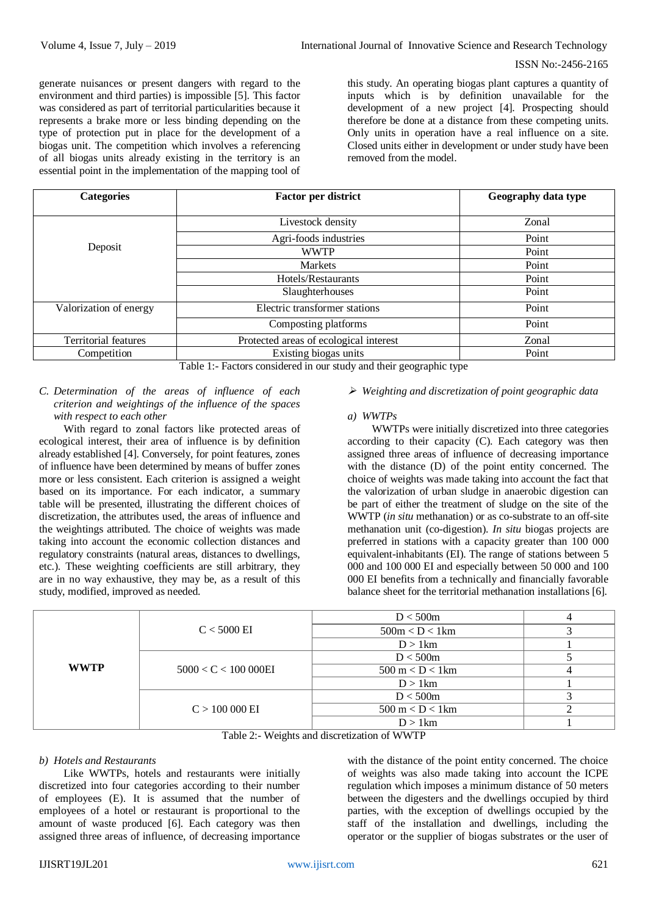generate nuisances or present dangers with regard to the environment and third parties) is impossible [5]. This factor was considered as part of territorial particularities because it represents a brake more or less binding depending on the type of protection put in place for the development of a biogas unit. The competition which involves a referencing of all biogas units already existing in the territory is an essential point in the implementation of the mapping tool of this study. An operating biogas plant captures a quantity of inputs which is by definition unavailable for the development of a new project [4]. Prospecting should therefore be done at a distance from these competing units. Only units in operation have a real influence on a site. Closed units either in development or under study have been removed from the model.

| Categories | Factor per district | Geography data type |
|---|---|---|
| Deposit | Livestock density | Zonal |
| | Agri-foods industries | Point |
| | WWTP | Point |
| | Markets | Point |
| | Hotels/Restaurants | Point |
| | Slaughterhouses | Point |
| Valorization of energy | Electric transformer stations | Point |
| | Composting platforms | Point |
| Territorial features | Protected areas of ecological interest | Zonal |
| Competition | Existing biogas units | Point |

Table 1:- Factors considered in our study and their geographic type

### *C. Determination of the areas of influence of each criterion and weightings of the influence of the spaces with respect to each other*

With regard to zonal factors like protected areas of ecological interest, their area of influence is by definition already established [4]. Conversely, for point features, zones of influence have been determined by means of buffer zones more or less consistent. Each criterion is assigned a weight based on its importance. For each indicator, a summary table will be presented, illustrating the different choices of discretization, the attributes used, the areas of influence and the weightings attributed. The choice of weights was made taking into account the economic collection distances and regulatory constraints (natural areas, distances to dwellings, etc.). These weighting coefficients are still arbitrary, they are in no way exhaustive, they may be, as a result of this study, modified, improved as needed.

- *Weighting and discretization of point geographic data*

#### *a) WWTPs*

WWTPs were initially discretized into three categories according to their capacity (C). Each category was then assigned three areas of influence of decreasing importance with the distance (D) of the point entity concerned. The choice of weights was made taking into account the fact that the valorization of urban sludge in anaerobic digestion can be part of either the treatment of sludge on the site of the WWTP (*in situ* methanation) or as co-substrate to an off-site methanation unit (co-digestion). *In situ* biogas projects are preferred in stations with a capacity greater than 100 000 equivalent-inhabitants (EI). The range of stations between 5 000 and 100 000 EI and especially between 50 000 and 100 000 EI benefits from a technically and financially favorable balance sheet for the territorial methanation installations [6].

| | | | |
|---|---|---|---|
| **WWTP** | C < 5000 EI | D < 500m | 4 |
| | | 500m < D < 1km | 3 |
| | | D > 1km | 1 |
| | 5000 < C < 100 000EI | D < 500m | 5 |
| | | 500 m < D < 1km | 4 |
| | | D > 1km | 1 |
| | C > 100 000 EI | D < 500m | 3 |
| | | 500 m < D < 1km | 2 |
| | | D > 1km | 1 |

Table 2:- Weights and discretization of WWTP

#### *b) Hotels and Restaurants*

Like WWTPs, hotels and restaurants were initially discretized into four categories according to their number of employees (E). It is assumed that the number of employees of a hotel or restaurant is proportional to the amount of waste produced [6]. Each category was then assigned three areas of influence, of decreasing importance with the distance of the point entity concerned. The choice of weights was also made taking into account the ICPE regulation which imposes a minimum distance of 50 meters between the digesters and the dwellings occupied by third parties, with the exception of dwellings occupied by the staff of the installation and dwellings, including the operator or the supplier of biogas substrates or the user of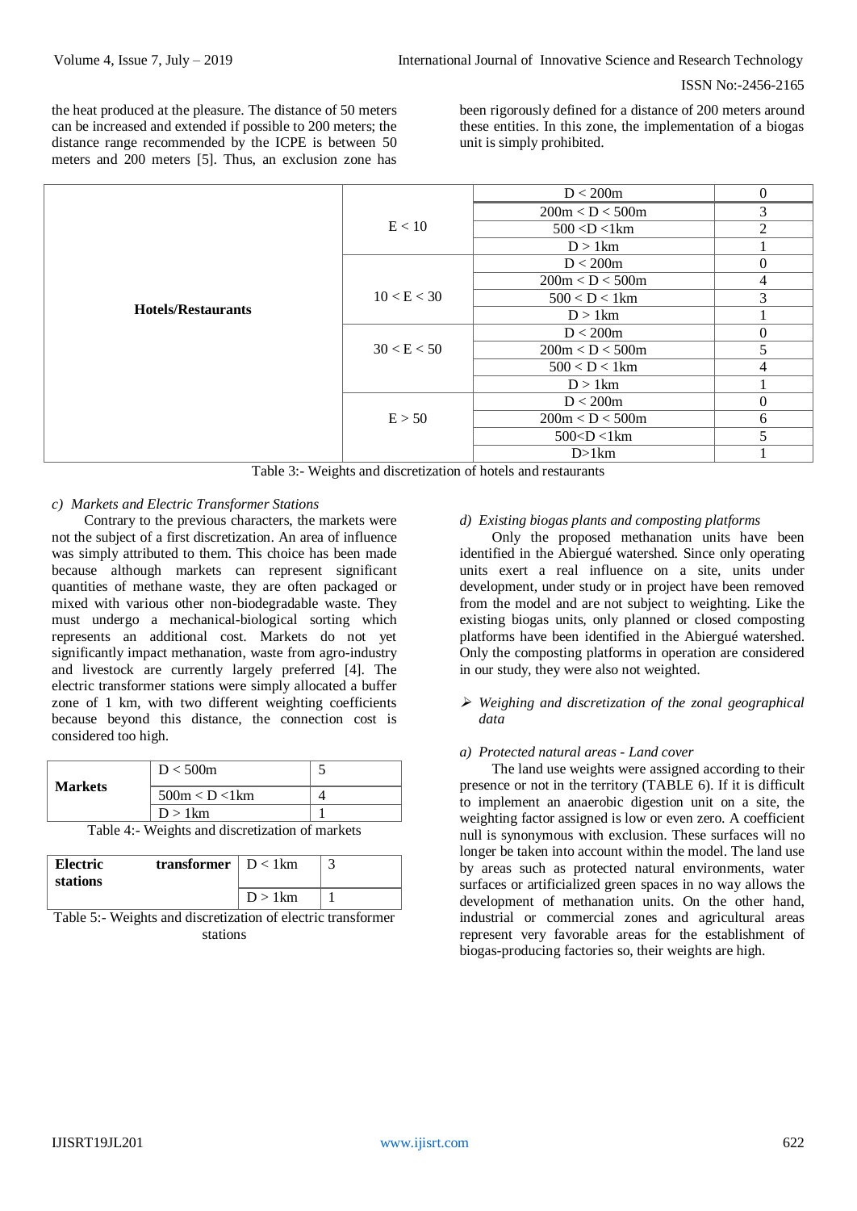the heat produced at the pleasure. The distance of 50 meters can be increased and extended if possible to 200 meters; the distance range recommended by the ICPE is between 50 meters and 200 meters [5]. Thus, an exclusion zone has been rigorously defined for a distance of 200 meters around these entities. In this zone, the implementation of a biogas unit is simply prohibited.

| | | | |
|---|---|---|---|
| **Hotels/Restaurants** | E < 10 | D < 200m | 0 |
| | | 200m < D < 500m | 3 |
| | | 500 <D <1km | 2 |
| | | D > 1km | 1 |
| | 10 < E < 30 | D < 200m | 0 |
| | | 200m < D < 500m | 4 |
| | | 500 < D < 1km | 3 |
| | | D > 1km | 1 |
| | 30 < E < 50 | D < 200m | 0 |
| | | 200m < D < 500m | 5 |
| | | 500 < D < 1km | 4 |
| | | D > 1km | 1 |
| | E > 50 | D < 200m | 0 |
| | | 200m < D < 500m | 6 |
| | | 500<D <1km | 5 |
| | | D>1km | 1 |

Table 3:- Weights and discretization of hotels and restaurants

*c) Markets and Electric Transformer Stations*

Contrary to the previous characters, the markets were not the subject of a first discretization. An area of influence was simply attributed to them. This choice has been made because although markets can represent significant quantities of methane waste, they are often packaged or mixed with various other non-biodegradable waste. They must undergo a mechanical-biological sorting which represents an additional cost. Markets do not yet significantly impact methanation, waste from agro-industry and livestock are currently largely preferred [4]. The electric transformer stations were simply allocated a buffer zone of 1 km, with two different weighting coefficients because beyond this distance, the connection cost is considered too high.

| | | |
|---|---|---|
| **Markets** | D < 500m | 5 |
| | 500m < D <1km | 4 |
| | D > 1km | 1 |

Table 4:- Weights and discretization of markets

| | | |
|---|---|---|
| **Electric transformer stations** | D < 1km | 3 |
| | D > 1km | 1 |

Table 5:- Weights and discretization of electric transformer stations

*d) Existing biogas plants and composting platforms*

Only the proposed methanation units have been identified in the Abiergué watershed. Since only operating units exert a real influence on a site, units under development, under study or in project have been removed from the model and are not subject to weighting. Like the existing biogas units, only planned or closed composting platforms have been identified in the Abiergué watershed. Only the composting platforms in operation are considered in our study, they were also not weighted.

- *Weighing and discretization of the zonal geographical data*

*a) Protected natural areas - Land cover*

The land use weights were assigned according to their presence or not in the territory (TABLE 6). If it is difficult to implement an anaerobic digestion unit on a site, the weighting factor assigned is low or even zero. A coefficient null is synonymous with exclusion. These surfaces will no longer be taken into account within the model. The land use by areas such as protected natural environments, water surfaces or artificialized green spaces in no way allows the development of methanation units. On the other hand, industrial or commercial zones and agricultural areas represent very favorable areas for the establishment of biogas-producing factories so, their weights are high.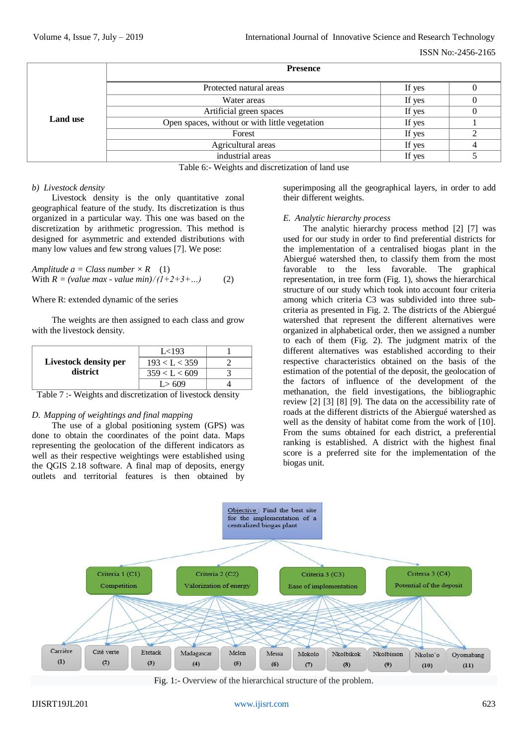| Land use | Presence | | |
|---|---|---|---|
| | Protected natural areas | If yes | 0 |
| | Water areas | If yes | 0 |
| | Artificial green spaces | If yes | 0 |
| | Open spaces, without or with little vegetation | If yes | 1 |
| | Forest | If yes | 2 |
| | Agricultural areas | If yes | 4 |
| | industrial areas | If yes | 5 |

Table 6:- Weights and discretization of land use

*b) Livestock density*

Livestock density is the only quantitative zonal geographical feature of the study. Its discretization is thus organized in a particular way. This one was based on the discretization by arithmetic progression. This method is designed for asymmetric and extended distributions with many low values and few strong values [7]. We pose:

*Amplitude a = Class number × R* (1)

With *R = (value max - value min)/(1+2+3+…)* (2)

Where R: extended dynamic of the series

The weights are then assigned to each class and grow with the livestock density.

| Livestock density per district | | |
|---|---|---|
| | L<193 | 1 |
| | 193 < L < 359 | 2 |
| | 359 < L < 609 | 3 |
| | L> 609 | 4 |

Table 7 :- Weights and discretization of livestock density

*D. Mapping of weightings and final mapping*

The use of a global positioning system (GPS) was done to obtain the coordinates of the point data. Maps representing the geolocation of the different indicators as well as their respective weightings were established using the QGIS 2.18 software. A final map of deposits, energy outlets and territorial features is then obtained by superimposing all the geographical layers, in order to add their different weights.

*E. Analytic hierarchy process*

The analytic hierarchy process method [2] [7] was used for our study in order to find preferential districts for the implementation of a centralised biogas plant in the Abiergué watershed then, to classify them from the most favorable to the less favorable. The graphical representation, in tree form (Fig. 1), shows the hierarchical structure of our study which took into account four criteria among which criteria C3 was subdivided into three sub-criteria as presented in Fig. 2. The districts of the Abiergué watershed that represent the different alternatives were organized in alphabetical order, then we assigned a number to each of them (Fig. 2). The judgment matrix of the different alternatives was established according to their respective characteristics obtained on the basis of the estimation of the potential of the deposit, the geolocation of the factors of influence of the development of the methanation, the field investigations, the bibliographic review [2] [3] [8] [9]. The data on the accessibility rate of roads at the different districts of the Abiergué watershed as well as the density of habitat come from the work of [10]. From the sums obtained for each district, a preferential ranking is established. A district with the highest final score is a preferred site for the implementation of the biogas unit.

Objective : Find the best site for the implementation of a centralized biogas plant

Criteria 1 (C1) Competition

Criteria 2 (C2) Valorization of energy

Criteria 3 (C3) Ease of implementation

Criteria 3 (C4) Potential of the deposit

Carrière (1) | Cité verte (2) | Etetack (3) | Madagascar (4) | Melen (5) | Messa (6) | Mokolo (7) | Nkolbikok (8) | Nkolbisson (9) | Nkolso'o (10) | Oyomabang (11)

Fig. 1:- Overview of the hierarchical structure of the problem.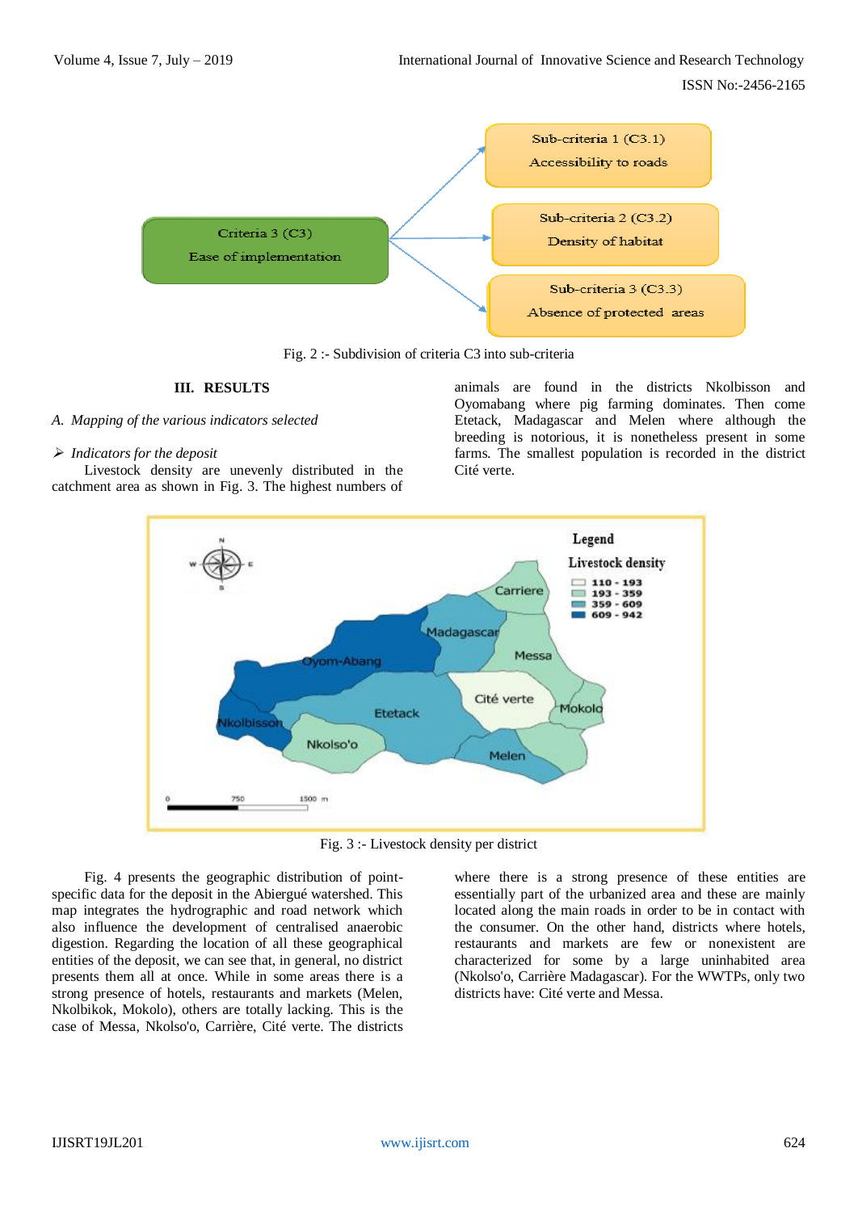Fig. 2 :- Subdivision of criteria C3 into sub-criteria

## III. RESULTS

### *A. Mapping of the various indicators selected*

➢ *Indicators for the deposit*

Livestock density are unevenly distributed in the catchment area as shown in Fig. 3. The highest numbers of animals are found in the districts Nkolbisson and Oyomabang where pig farming dominates. Then come Etetack, Madagascar and Melen where although the breeding is notorious, it is nonetheless present in some farms. The smallest population is recorded in the district Cité verte.

Fig. 3 :- Livestock density per district

Fig. 4 presents the geographic distribution of point-specific data for the deposit in the Abiergué watershed. This map integrates the hydrographic and road network which also influence the development of centralised anaerobic digestion. Regarding the location of all these geographical entities of the deposit, we can see that, in general, no district presents them all at once. While in some areas there is a strong presence of hotels, restaurants and markets (Melen, Nkolbikok, Mokolo), others are totally lacking. This is the case of Messa, Nkolso'o, Carrière, Cité verte. The districts where there is a strong presence of these entities are essentially part of the urbanized area and these are mainly located along the main roads in order to be in contact with the consumer. On the other hand, districts where hotels, restaurants and markets are few or nonexistent are characterized for some by a large uninhabited area (Nkolso'o, Carrière Madagascar). For the WWTPs, only two districts have: Cité verte and Messa.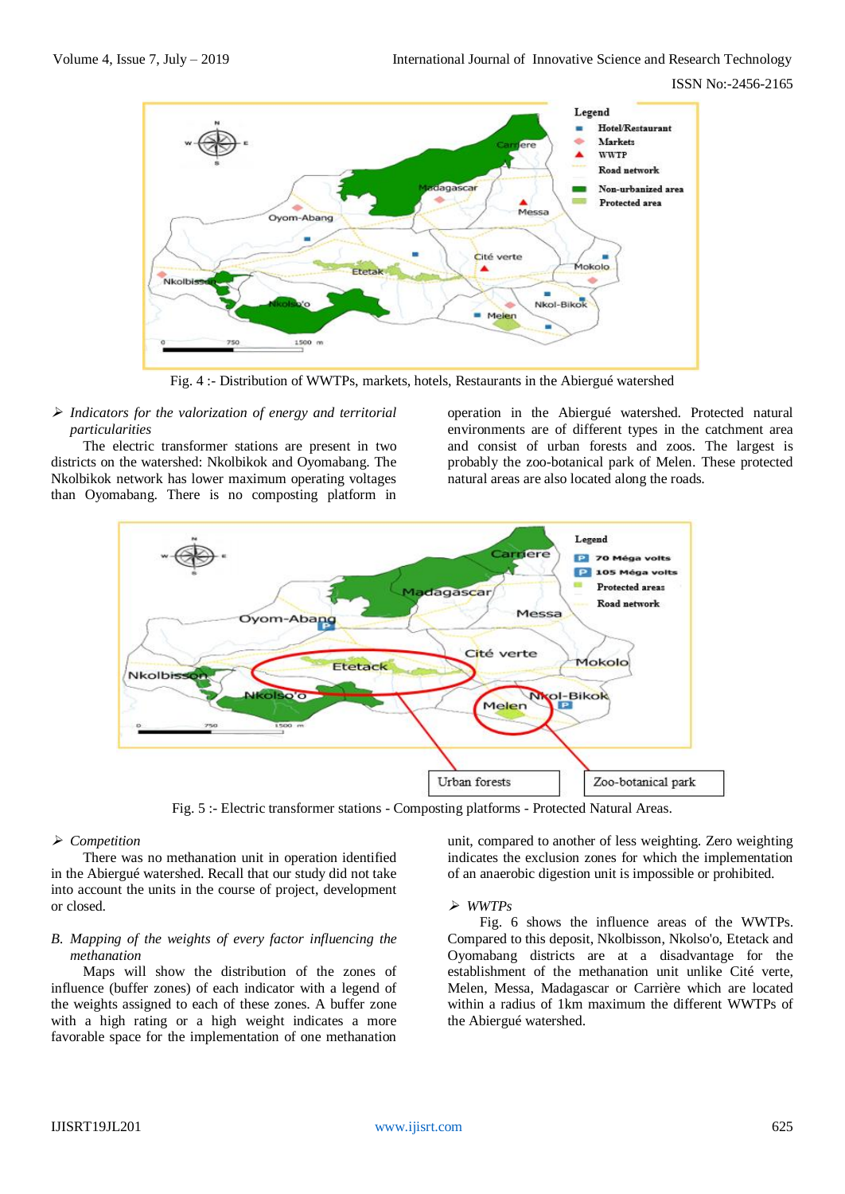Fig. 4 :- Distribution of WWTPs, markets, hotels, Restaurants in the Abiergué watershed

- *Indicators for the valorization of energy and territorial particularities*

The electric transformer stations are present in two districts on the watershed: Nkolbikok and Oyomabang. The Nkolbikok network has lower maximum operating voltages than Oyomabang. There is no composting platform in operation in the Abiergué watershed. Protected natural environments are of different types in the catchment area and consist of urban forests and zoos. The largest is probably the zoo-botanical park of Melen. These protected natural areas are also located along the roads.

Fig. 5 :- Electric transformer stations - Composting platforms - Protected Natural Areas.

- *Competition*

There was no methanation unit in operation identified in the Abiergué watershed. Recall that our study did not take into account the units in the course of project, development or closed.

*B. Mapping of the weights of every factor influencing the methanation*

Maps will show the distribution of the zones of influence (buffer zones) of each indicator with a legend of the weights assigned to each of these zones. A buffer zone with a high rating or a high weight indicates a more favorable space for the implementation of one methanation unit, compared to another of less weighting. Zero weighting indicates the exclusion zones for which the implementation of an anaerobic digestion unit is impossible or prohibited.

- *WWTPs*

Fig. 6 shows the influence areas of the WWTPs. Compared to this deposit, Nkolbisson, Nkolso'o, Etetack and Oyomabang districts are at a disadvantage for the establishment of the methanation unit unlike Cité verte, Melen, Messa, Madagascar or Carrière which are located within a radius of 1km maximum the different WWTPs of the Abiergué watershed.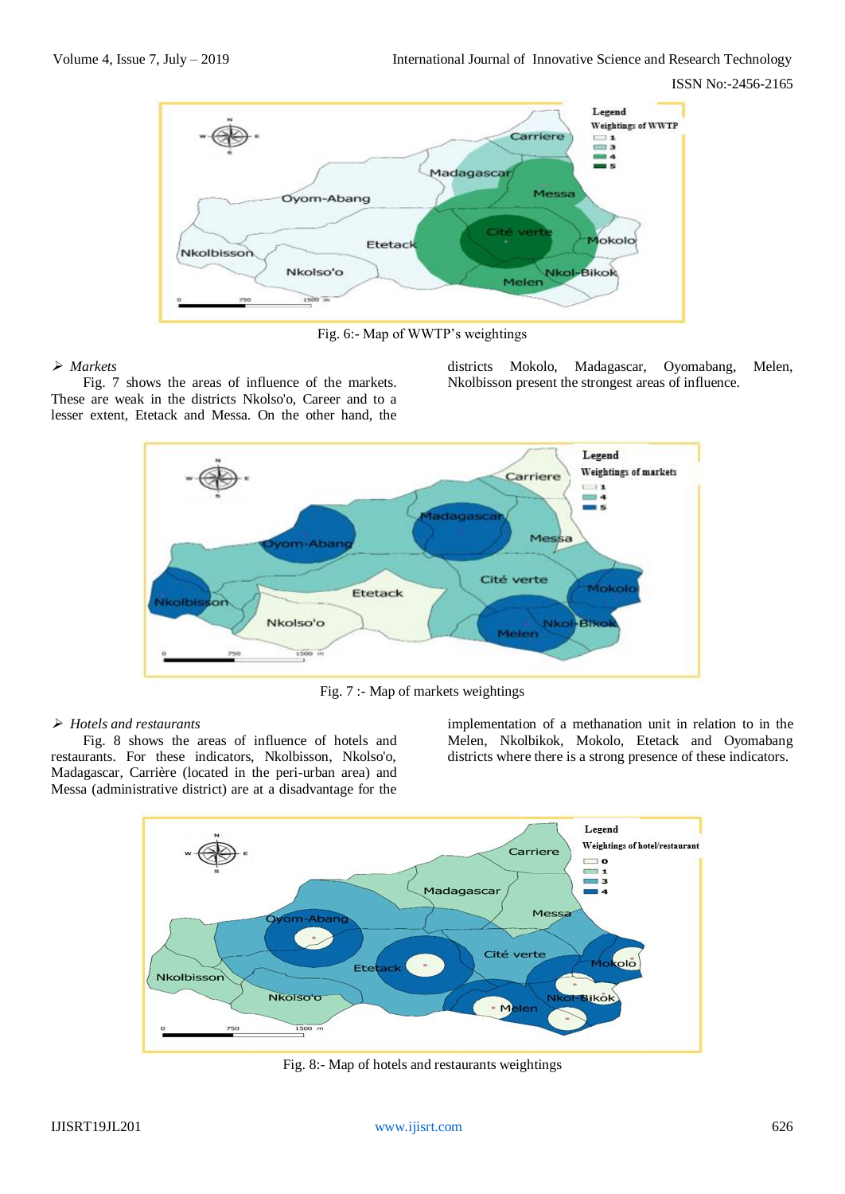Fig. 6:- Map of WWTP's weightings

➢ *Markets*

Fig. 7 shows the areas of influence of the markets. These are weak in the districts Nkolso'o, Career and to a lesser extent, Etetack and Messa. On the other hand, the districts Mokolo, Madagascar, Oyomabang, Melen, Nkolbisson present the strongest areas of influence.

Fig. 7 :- Map of markets weightings

➢ *Hotels and restaurants*

Fig. 8 shows the areas of influence of hotels and restaurants. For these indicators, Nkolbisson, Nkolso'o, Madagascar, Carrière (located in the peri-urban area) and Messa (administrative district) are at a disadvantage for the implementation of a methanation unit in relation to in the Melen, Nkolbikok, Mokolo, Etetack and Oyomabang districts where there is a strong presence of these indicators.

Fig. 8:- Map of hotels and restaurants weightings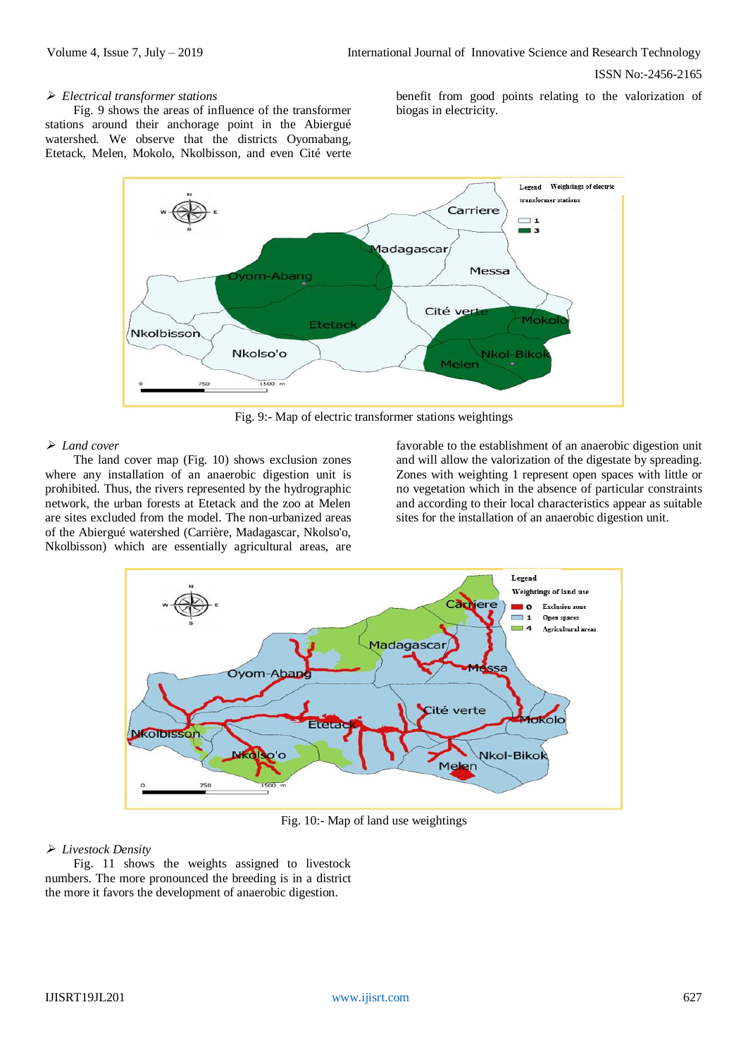> *Electrical transformer stations*

Fig. 9 shows the areas of influence of the transformer stations around their anchorage point in the Abiergué watershed. We observe that the districts Oyomabang, Etetack, Melen, Mokolo, Nkolbisson, and even Cité verte benefit from good points relating to the valorization of biogas in electricity.

Fig. 9:- Map of electric transformer stations weightings

> *Land cover*

The land cover map (Fig. 10) shows exclusion zones where any installation of an anaerobic digestion unit is prohibited. Thus, the rivers represented by the hydrographic network, the urban forests at Etetack and the zoo at Melen are sites excluded from the model. The non-urbanized areas of the Abiergué watershed (Carrière, Madagascar, Nkolso'o, Nkolbisson) which are essentially agricultural areas, are favorable to the establishment of an anaerobic digestion unit and will allow the valorization of the digestate by spreading. Zones with weighting 1 represent open spaces with little or no vegetation which in the absence of particular constraints and according to their local characteristics appear as suitable sites for the installation of an anaerobic digestion unit.

Fig. 10:- Map of land use weightings

> *Livestock Density*

Fig. 11 shows the weights assigned to livestock numbers. The more pronounced the breeding is in a district the more it favors the development of anaerobic digestion.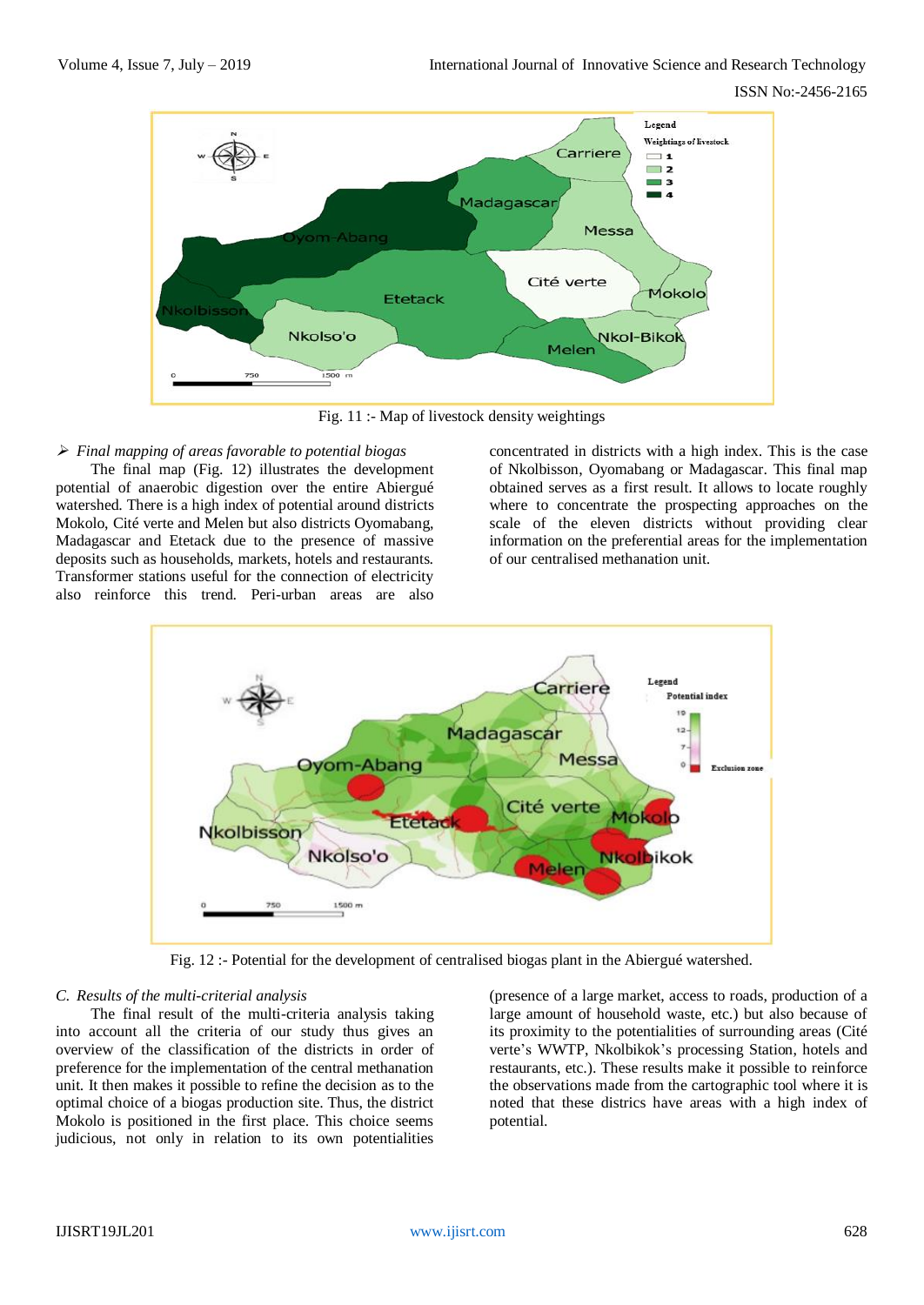Fig. 11 :- Map of livestock density weightings

➢ *Final mapping of areas favorable to potential biogas*

The final map (Fig. 12) illustrates the development potential of anaerobic digestion over the entire Abiergué watershed. There is a high index of potential around districts Mokolo, Cité verte and Melen but also districts Oyomabang, Madagascar and Etetack due to the presence of massive deposits such as households, markets, hotels and restaurants. Transformer stations useful for the connection of electricity also reinforce this trend. Peri-urban areas are also concentrated in districts with a high index. This is the case of Nkolbisson, Oyomabang or Madagascar. This final map obtained serves as a first result. It allows to locate roughly where to concentrate the prospecting approaches on the scale of the eleven districts without providing clear information on the preferential areas for the implementation of our centralised methanation unit.

Fig. 12 :- Potential for the development of centralised biogas plant in the Abiergué watershed.

*C. Results of the multi-criterial analysis*

The final result of the multi-criteria analysis taking into account all the criteria of our study thus gives an overview of the classification of the districts in order of preference for the implementation of the central methanation unit. It then makes it possible to refine the decision as to the optimal choice of a biogas production site. Thus, the district Mokolo is positioned in the first place. This choice seems judicious, not only in relation to its own potentialities (presence of a large market, access to roads, production of a large amount of household waste, etc.) but also because of its proximity to the potentialities of surrounding areas (Cité verte's WWTP, Nkolbikok's processing Station, hotels and restaurants, etc.). These results make it possible to reinforce the observations made from the cartographic tool where it is noted that these districs have areas with a high index of potential.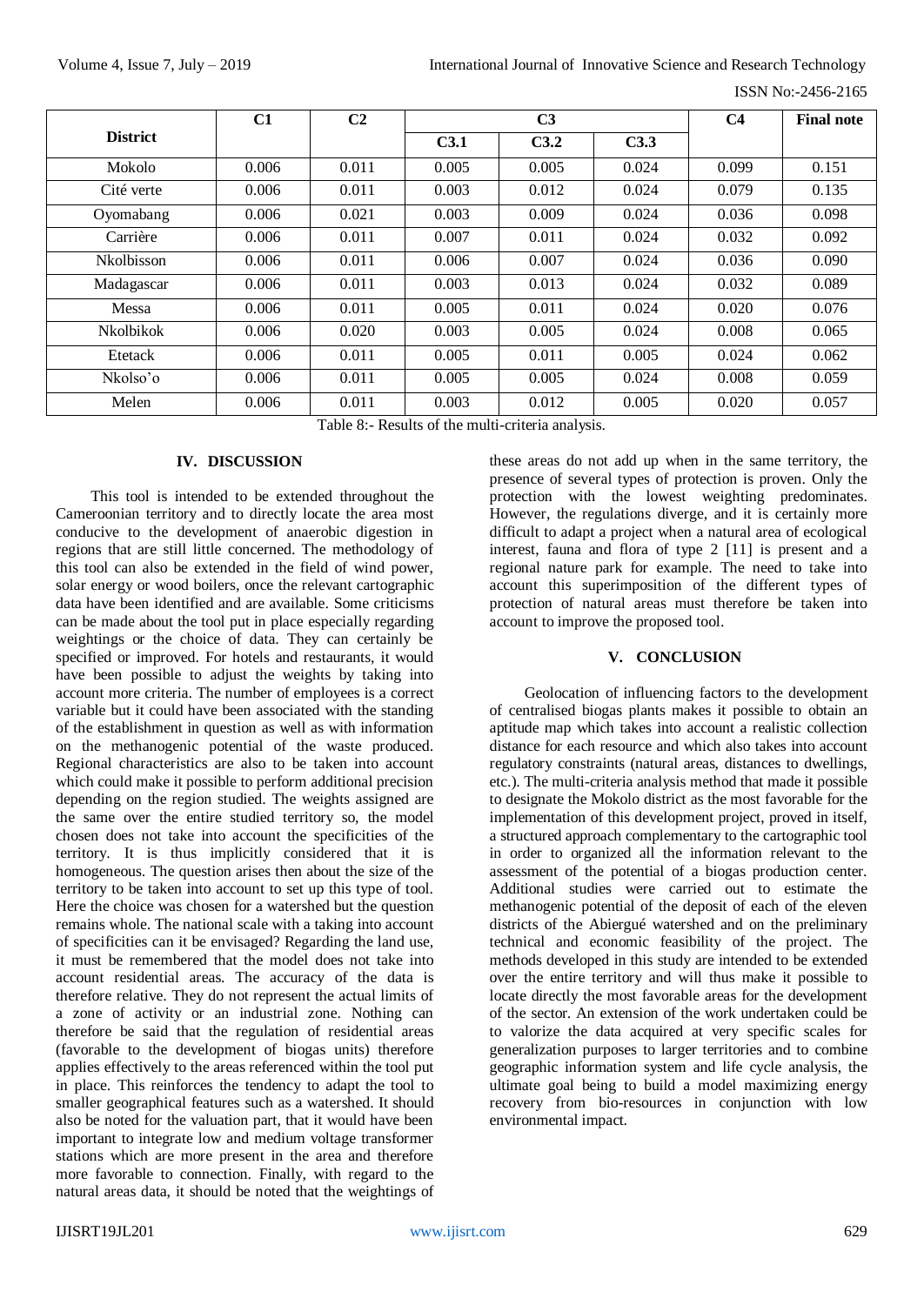| District | C1 | C2 | C3 | | | C4 | Final note |
|---|---|---|---|---|---|---|---|
| | | | C3.1 | C3.2 | C3.3 | | |
| Mokolo | 0.006 | 0.011 | 0.005 | 0.005 | 0.024 | 0.099 | 0.151 |
| Cité verte | 0.006 | 0.011 | 0.003 | 0.012 | 0.024 | 0.079 | 0.135 |
| Oyomabang | 0.006 | 0.021 | 0.003 | 0.009 | 0.024 | 0.036 | 0.098 |
| Carrière | 0.006 | 0.011 | 0.007 | 0.011 | 0.024 | 0.032 | 0.092 |
| Nkolbisson | 0.006 | 0.011 | 0.006 | 0.007 | 0.024 | 0.036 | 0.090 |
| Madagascar | 0.006 | 0.011 | 0.003 | 0.013 | 0.024 | 0.032 | 0.089 |
| Messa | 0.006 | 0.011 | 0.005 | 0.011 | 0.024 | 0.020 | 0.076 |
| Nkolbikok | 0.006 | 0.020 | 0.003 | 0.005 | 0.024 | 0.008 | 0.065 |
| Etetack | 0.006 | 0.011 | 0.005 | 0.011 | 0.005 | 0.024 | 0.062 |
| Nkolso'o | 0.006 | 0.011 | 0.005 | 0.005 | 0.024 | 0.008 | 0.059 |
| Melen | 0.006 | 0.011 | 0.003 | 0.012 | 0.005 | 0.020 | 0.057 |

Table 8:- Results of the multi-criteria analysis.

## IV. DISCUSSION

This tool is intended to be extended throughout the Cameroonian territory and to directly locate the area most conducive to the development of anaerobic digestion in regions that are still little concerned. The methodology of this tool can also be extended in the field of wind power, solar energy or wood boilers, once the relevant cartographic data have been identified and are available. Some criticisms can be made about the tool put in place especially regarding weightings or the choice of data. They can certainly be specified or improved. For hotels and restaurants, it would have been possible to adjust the weights by taking into account more criteria. The number of employees is a correct variable but it could have been associated with the standing of the establishment in question as well as with information on the methanogenic potential of the waste produced. Regional characteristics are also to be taken into account which could make it possible to perform additional precision depending on the region studied. The weights assigned are the same over the entire studied territory so, the model chosen does not take into account the specificities of the territory. It is thus implicitly considered that it is homogeneous. The question arises then about the size of the territory to be taken into account to set up this type of tool. Here the choice was chosen for a watershed but the question remains whole. The national scale with a taking into account of specificities can it be envisaged? Regarding the land use, it must be remembered that the model does not take into account residential areas. The accuracy of the data is therefore relative. They do not represent the actual limits of a zone of activity or an industrial zone. Nothing can therefore be said that the regulation of residential areas (favorable to the development of biogas units) therefore applies effectively to the areas referenced within the tool put in place. This reinforces the tendency to adapt the tool to smaller geographical features such as a watershed. It should also be noted for the valuation part, that it would have been important to integrate low and medium voltage transformer stations which are more present in the area and therefore more favorable to connection. Finally, with regard to the natural areas data, it should be noted that the weightings of these areas do not add up when in the same territory, the presence of several types of protection is proven. Only the protection with the lowest weighting predominates. However, the regulations diverge, and it is certainly more difficult to adapt a project when a natural area of ecological interest, fauna and flora of type 2 [11] is present and a regional nature park for example. The need to take into account this superimposition of the different types of protection of natural areas must therefore be taken into account to improve the proposed tool.

## V. CONCLUSION

Geolocation of influencing factors to the development of centralised biogas plants makes it possible to obtain an aptitude map which takes into account a realistic collection distance for each resource and which also takes into account regulatory constraints (natural areas, distances to dwellings, etc.). The multi-criteria analysis method that made it possible to designate the Mokolo district as the most favorable for the implementation of this development project, proved in itself, a structured approach complementary to the cartographic tool in order to organized all the information relevant to the assessment of the potential of a biogas production center. Additional studies were carried out to estimate the methanogenic potential of the deposit of each of the eleven districts of the Abiergué watershed and on the preliminary technical and economic feasibility of the project. The methods developed in this study are intended to be extended over the entire territory and will thus make it possible to locate directly the most favorable areas for the development of the sector. An extension of the work undertaken could be to valorize the data acquired at very specific scales for generalization purposes to larger territories and to combine geographic information system and life cycle analysis, the ultimate goal being to build a model maximizing energy recovery from bio-resources in conjunction with low environmental impact.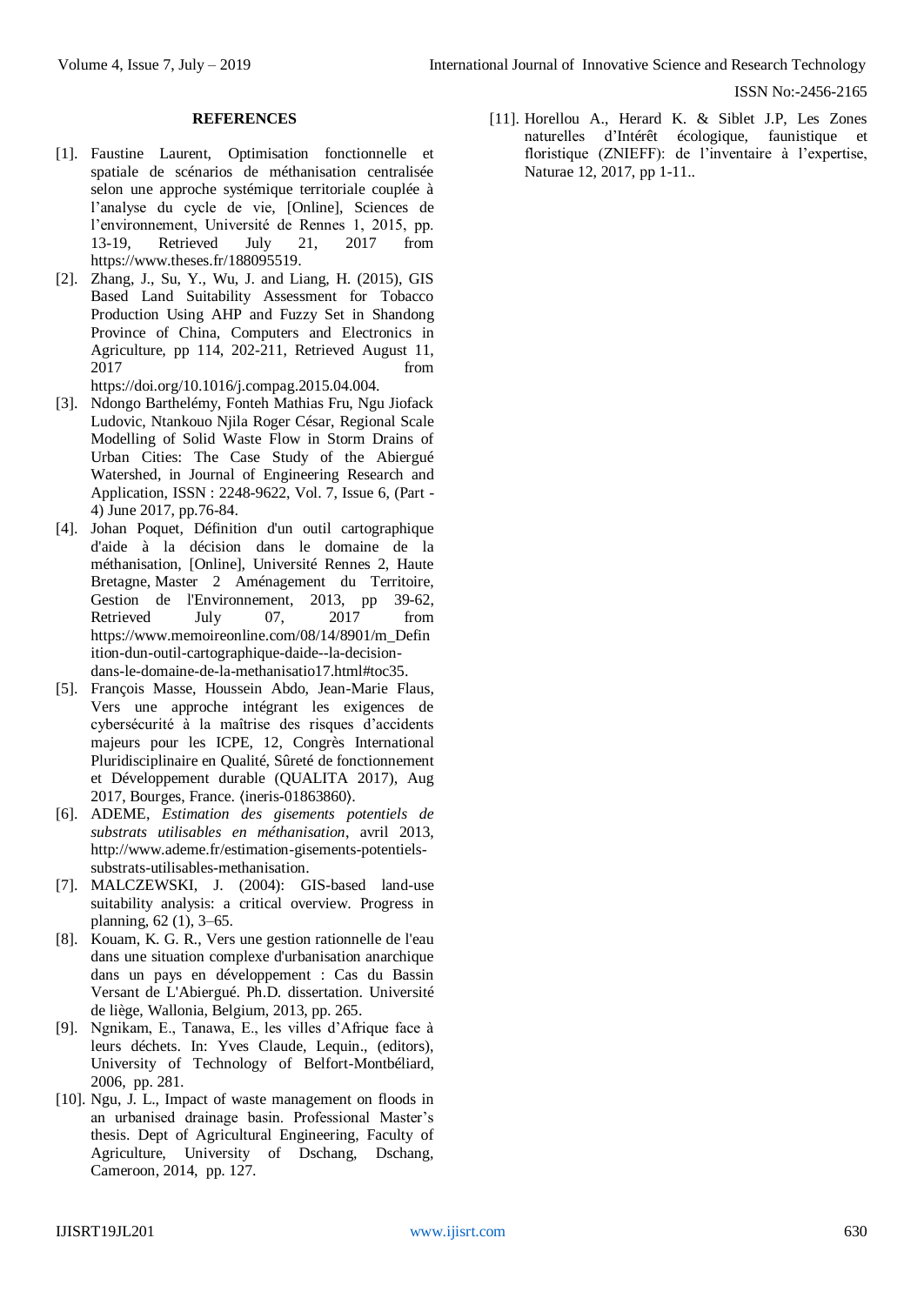## REFERENCES

- [1]. Faustine Laurent, Optimisation fonctionnelle et spatiale de scénarios de méthanisation centralisée selon une approche systémique territoriale couplée à l'analyse du cycle de vie, [Online], Sciences de l'environnement, Université de Rennes 1, 2015, pp. 13-19, Retrieved July 21, 2017 from https://www.theses.fr/188095519.
- [2]. Zhang, J., Su, Y., Wu, J. and Liang, H. (2015), GIS Based Land Suitability Assessment for Tobacco Production Using AHP and Fuzzy Set in Shandong Province of China, Computers and Electronics in Agriculture, pp 114, 202-211, Retrieved August 11, 2017 from https://doi.org/10.1016/j.compag.2015.04.004.
- [3]. Ndongo Barthelémy, Fonteh Mathias Fru, Ngu Jiofack Ludovic, Ntankouo Njila Roger César, Regional Scale Modelling of Solid Waste Flow in Storm Drains of Urban Cities: The Case Study of the Abiergué Watershed, in Journal of Engineering Research and Application, ISSN : 2248-9622, Vol. 7, Issue 6, (Part -4) June 2017, pp.76-84.
- [4]. Johan Poquet, Définition d'un outil cartographique d'aide à la décision dans le domaine de la méthanisation, [Online], Université Rennes 2, Haute Bretagne, Master 2 Aménagement du Territoire, Gestion de l'Environnement, 2013, pp 39-62, Retrieved July 07, 2017 from https://www.memoireonline.com/08/14/8901/m_Definition-dun-outil-cartographique-daide--la-decision-dans-le-domaine-de-la-methanisatio17.html#toc35.
- [5]. François Masse, Houssein Abdo, Jean-Marie Flaus, Vers une approche intégrant les exigences de cybersécurité à la maîtrise des risques d'accidents majeurs pour les ICPE, 12, Congrès International Pluridisciplinaire en Qualité, Sûreté de fonctionnement et Développement durable (QUALITA 2017), Aug 2017, Bourges, France. ⟨ineris-01863860⟩.
- [6]. ADEME, *Estimation des gisements potentiels de substrats utilisables en méthanisation*, avril 2013, http://www.ademe.fr/estimation-gisements-potentiels-substrats-utilisables-methanisation.
- [7]. MALCZEWSKI, J. (2004): GIS-based land-use suitability analysis: a critical overview. Progress in planning, 62 (1), 3–65.
- [8]. Kouam, K. G. R., Vers une gestion rationnelle de l'eau dans une situation complexe d'urbanisation anarchique dans un pays en développement : Cas du Bassin Versant de L'Abiergué. Ph.D. dissertation. Université de liège, Wallonia, Belgium, 2013, pp. 265.
- [9]. Ngnikam, E., Tanawa, E., les villes d'Afrique face à leurs déchets. In: Yves Claude, Lequin., (editors), University of Technology of Belfort-Montbéliard, 2006, pp. 281.
- [10]. Ngu, J. L., Impact of waste management on floods in an urbanised drainage basin. Professional Master's thesis. Dept of Agricultural Engineering, Faculty of Agriculture, University of Dschang, Dschang, Cameroon, 2014, pp. 127.
- [11]. Horellou A., Herard K. & Siblet J.P, Les Zones naturelles d'Intérêt écologique, faunistique et floristique (ZNIEFF): de l'inventaire à l'expertise, Naturae 12, 2017, pp 1-11..